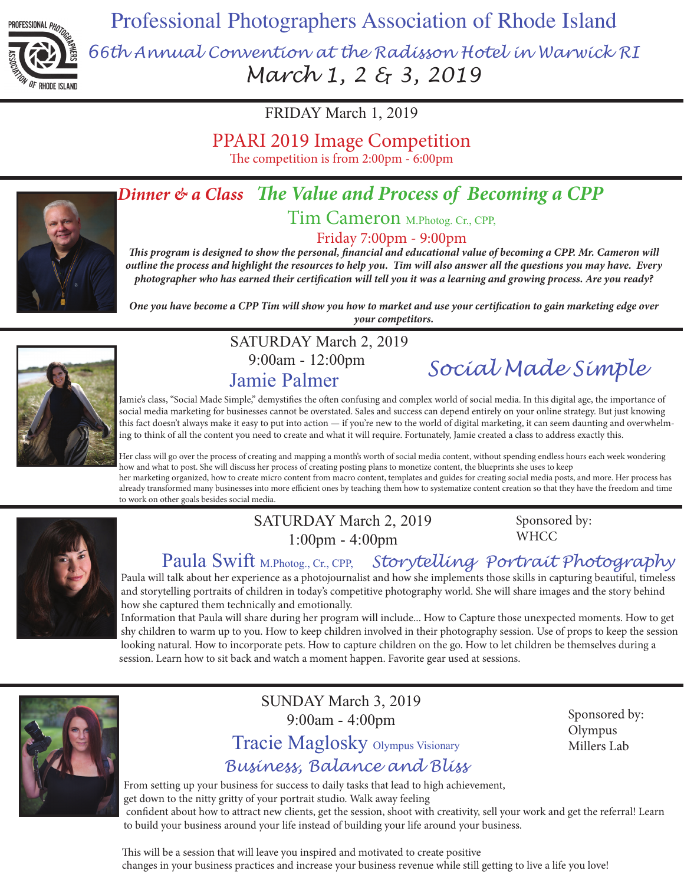# Professional Photographers Association of Rhode Island

## 66th Annual Convention at the Radisson Hotel in Warwick RI

## March 1, 2 & 3, 2019

FRIDAY March 1, 2019

### PPARI 2019 Image Competition

The competition is from 2:00pm - 6:00pm

---

### *Dinner & a Class* *The Value and Process of Becoming a CPP*

**Tim Cameron** M.Photog. Cr., CPP,

Friday 7:00pm - 9:00pm

***This program is designed to show the personal, financial and educational value of becoming a CPP. Mr. Cameron will outline the process and highlight the resources to help you. Tim will also answer all the questions you may have. Every photographer who has earned their certification will tell you it was a learning and growing process. Are you ready?***

***One you have become a CPP Tim will show you how to market and use your certification to gain marketing edge over your competitors.***

---

SATURDAY March 2, 2019

9:00am - 12:00pm

**Jamie Palmer**

### *Social Made Simple*

Jamie's class, "Social Made Simple," demystifies the often confusing and complex world of social media. In this digital age, the importance of social media marketing for businesses cannot be overstated. Sales and success can depend entirely on your online strategy. But just knowing this fact doesn't always make it easy to put into action — if you're new to the world of digital marketing, it can seem daunting and overwhelming to think of all the content you need to create and what it will require. Fortunately, Jamie created a class to address exactly this.

Her class will go over the process of creating and mapping a month's worth of social media content, without spending endless hours each week wondering how and what to post. She will discuss her process of creating posting plans to monetize content, the blueprints she uses to keep her marketing organized, how to create micro content from macro content, templates and guides for creating social media posts, and more. Her process has already transformed many businesses into more efficient ones by teaching them how to systematize content creation so that they have the freedom and time to work on other goals besides social media.

---

SATURDAY March 2, 2019

1:00pm - 4:00pm

Sponsored by: WHCC

**Paula Swift** M.Photog., Cr., CPP,

### *Storytelling Portrait Photography*

Paula will talk about her experience as a photojournalist and how she implements those skills in capturing beautiful, timeless and storytelling portraits of children in today's competitive photography world. She will share images and the story behind how she captured them technically and emotionally.

Information that Paula will share during her program will include... How to Capture those unexpected moments. How to get shy children to warm up to you. How to keep children involved in their photography session. Use of props to keep the session looking natural. How to incorporate pets. How to capture children on the go. How to let children be themselves during a session. Learn how to sit back and watch a moment happen. Favorite gear used at sessions.

---

SUNDAY March 3, 2019

9:00am - 4:00pm

Sponsored by:
Olympus
Millers Lab

**Tracie Maglosky** Olympus Visionary

### *Business, Balance and Bliss*

From setting up your business for success to daily tasks that lead to high achievement, get down to the nitty gritty of your portrait studio. Walk away feeling confident about how to attract new clients, get the session, shoot with creativity, sell your work and get the referral! Learn to build your business around your life instead of building your life around your business.

This will be a session that will leave you inspired and motivated to create positive changes in your business practices and increase your business revenue while still getting to live a life you love!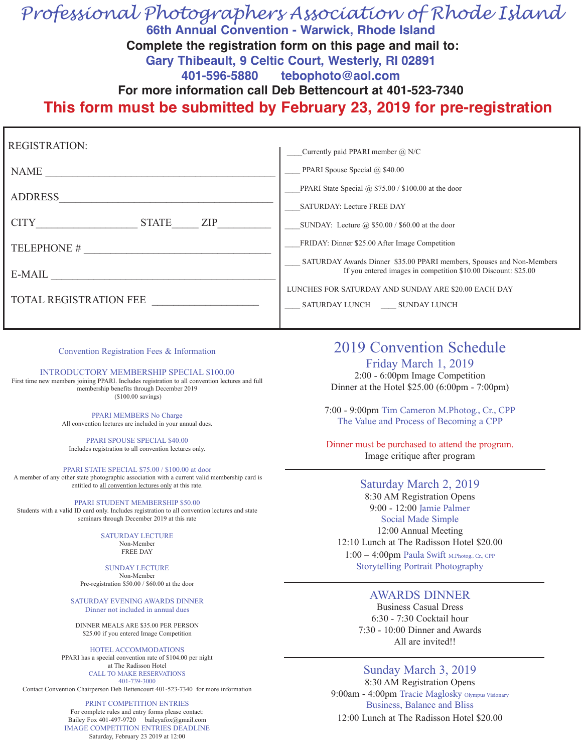# Professional Photographers Association of Rhode Island

## 66th Annual Convention - Warwick, Rhode Island

**Complete the registration form on this page and mail to:**

**Gary Thibeault, 9 Celtic Court, Westerly, RI 02891**

**401-596-5880 tebophoto@aol.com**

**For more information call Deb Bettencourt at 401-523-7340**

**This form must be submitted by February 23, 2019 for pre-registration**

REGISTRATION:

NAME ___________________________________________

ADDRESS_________________________________________

CITY___________________ STATE_____ ZIP__________

TELEPHONE # ____________________________________

E-MAIL __________________________________________

TOTAL REGISTRATION FEE ____________________

____Currently paid PPARI member @ N/C

____ PPARI Spouse Special @ $40.00

____PPARI State Special @ $75.00 / $100.00 at the door

____SATURDAY: Lecture FREE DAY

____SUNDAY: Lecture @ $50.00 / $60.00 at the door

____FRIDAY: Dinner $25.00 After Image Competition

____ SATURDAY Awards Dinner $35.00 PPARI members, Spouses and Non-Members
If you entered images in competition $10.00 Discount: $25.00

LUNCHES FOR SATURDAY AND SUNDAY ARE $20.00 EACH DAY

____ SATURDAY LUNCH ____ SUNDAY LUNCH

### Convention Registration Fees & Information

**INTRODUCTORY MEMBERSHIP SPECIAL $100.00**
First time new members joining PPARI. Includes registration to all convention lectures and full membership benefits through December 2019
($100.00 savings)

**PPARI MEMBERS No Charge**
All convention lectures are included in your annual dues.

**PPARI SPOUSE SPECIAL $40.00**
Includes registration to all convention lectures only.

**PPARI STATE SPECIAL $75.00 / $100.00 at door**
A member of any other state photographic association with a current valid membership card is entitled to all convention lectures only at this rate.

**PPARI STUDENT MEMBERSHIP $50.00**
Students with a valid ID card only. Includes registration to all convention lectures and state seminars through December 2019 at this rate

**SATURDAY LECTURE**
Non-Member
FREE DAY

**SUNDAY LECTURE**
Non-Member
Pre-registration $50.00 / $60.00 at the door

**SATURDAY EVENING AWARDS DINNER**
Dinner not included in annual dues

DINNER MEALS ARE $35.00 PER PERSON
$25.00 if you entered Image Competition

**HOTEL ACCOMMODATIONS**
PPARI has a special convention rate of $104.00 per night at The Radisson Hotel
CALL TO MAKE RESERVATIONS
401-739-3000
Contact Convention Chairperson Deb Bettencourt 401-523-7340 for more information

**PRINT COMPETITION ENTRIES**
For complete rules and entry forms please contact:
Bailey Fox 401-497-9720 baileyafox@gmail.com
IMAGE COMPETITION ENTRIES DEADLINE
Saturday, February 23 2019 at 12:00

## 2019 Convention Schedule

### Friday March 1, 2019

2:00 - 6:00pm Image Competition
Dinner at the Hotel $25.00 (6:00pm - 7:00pm)

7:00 - 9:00pm Tim Cameron M.Photog., Cr., CPP
The Value and Process of Becoming a CPP

Dinner must be purchased to attend the program.
Image critique after program

### Saturday March 2, 2019

8:30 AM Registration Opens
9:00 - 12:00 Jamie Palmer
Social Made Simple
12:00 Annual Meeting
12:10 Lunch at The Radisson Hotel $20.00
1:00 – 4:00pm Paula Swift M.Photog., Cr., CPP
Storytelling Portrait Photography

### AWARDS DINNER

Business Casual Dress
6:30 - 7:30 Cocktail hour
7:30 - 10:00 Dinner and Awards
All are invited!!

### Sunday March 3, 2019

8:30 AM Registration Opens
9:00am - 4:00pm Tracie Maglosky Olympus Visionary
Business, Balance and Bliss
12:00 Lunch at The Radisson Hotel $20.00